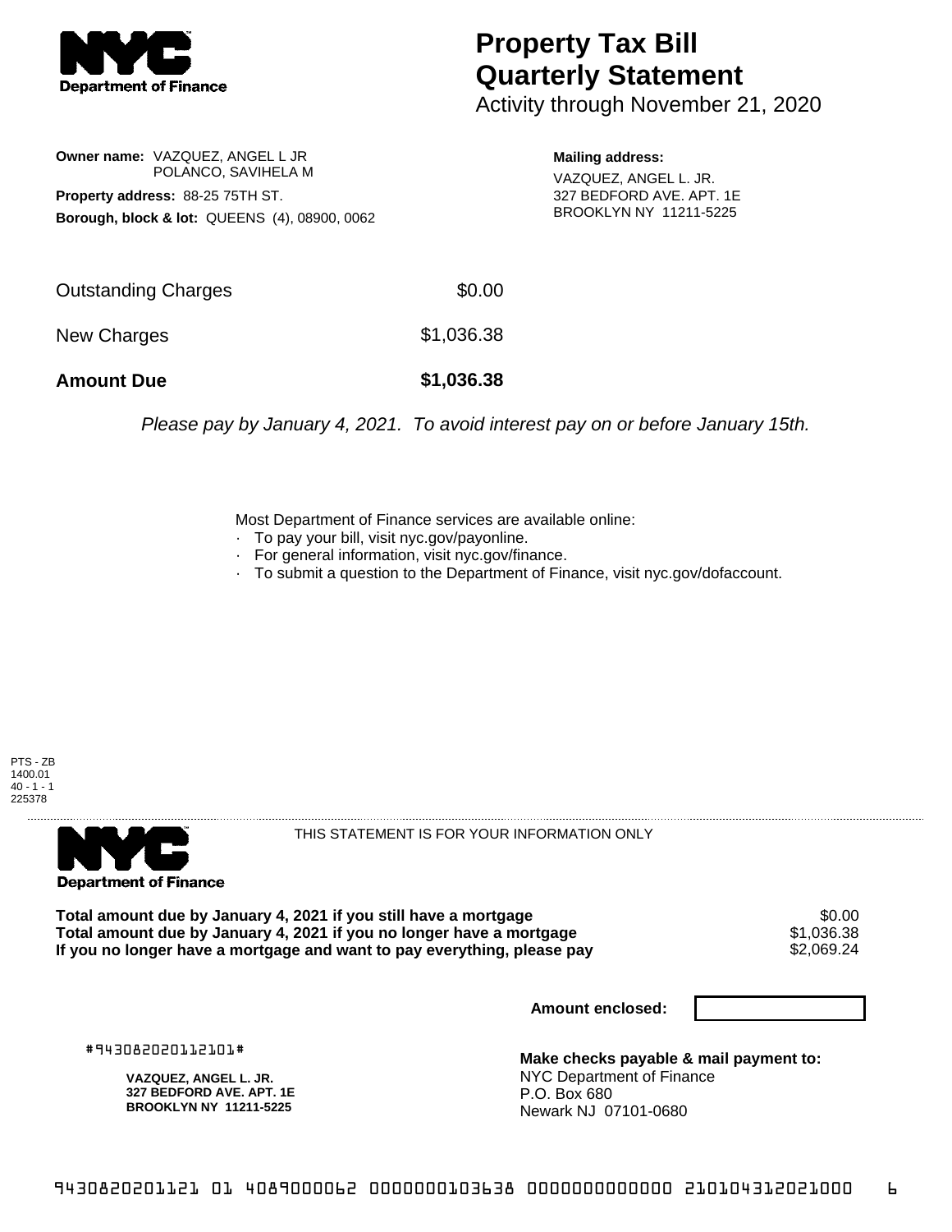**NYC Department of Finance**

# Property Tax Bill Quarterly Statement

Activity through November 21, 2020

**Owner name:** VAZQUEZ, ANGEL L JR
POLANCO, SAVIHELA M

**Property address:** 88-25 75TH ST.

**Borough, block & lot:** QUEENS (4), 08900, 0062

**Mailing address:**
VAZQUEZ, ANGEL L. JR.
327 BEDFORD AVE. APT. 1E
BROOKLYN NY 11211-5225

| | |
|---|---|
| Outstanding Charges | $0.00 |
| New Charges | $1,036.38 |
| **Amount Due** | **$1,036.38** |

*Please pay by January 4, 2021. To avoid interest pay on or before January 15th.*

Most Department of Finance services are available online:
- To pay your bill, visit nyc.gov/payonline.
- For general information, visit nyc.gov/finance.
- To submit a question to the Department of Finance, visit nyc.gov/dofaccount.

PTS - ZB
1400.01
40 - 1 - 1
225378

---

**NYC Department of Finance**

THIS STATEMENT IS FOR YOUR INFORMATION ONLY

| | |
|---|---|
| **Total amount due by January 4, 2021 if you still have a mortgage** | $0.00 |
| **Total amount due by January 4, 2021 if you no longer have a mortgage** | $1,036.38 |
| **If you no longer have a mortgage and want to pay everything, please pay** | $2,069.24 |

**Amount enclosed:**

#943082020112101#

**VAZQUEZ, ANGEL L. JR.**
**327 BEDFORD AVE. APT. 1E**
**BROOKLYN NY 11211-5225**

**Make checks payable & mail payment to:**
NYC Department of Finance
P.O. Box 680
Newark NJ 07101-0680

9430820201121 01 4089000062 0000000103638 0000000000000 210104312021000 6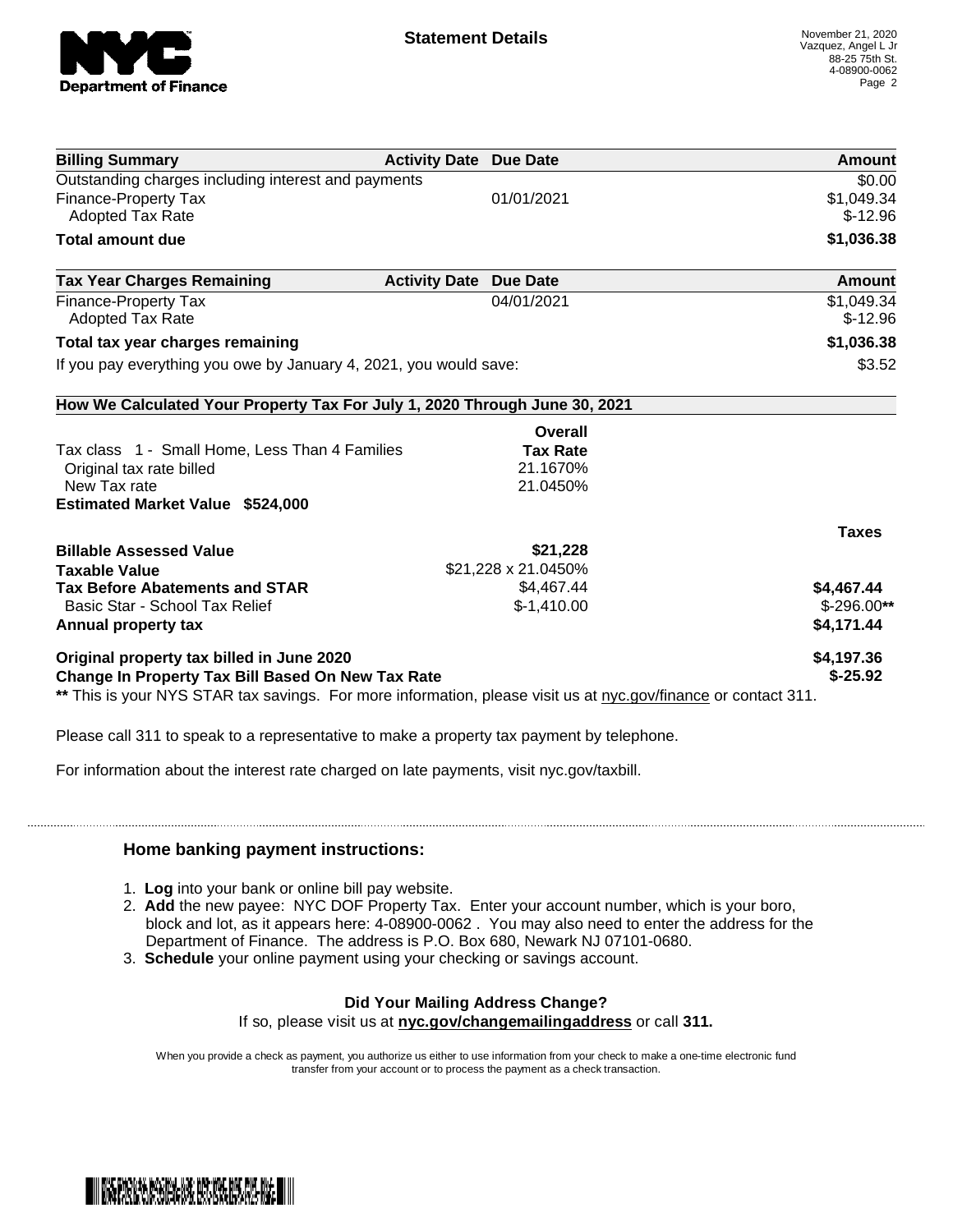**Statement Details**

November 21, 2020
Vazquez, Angel L Jr
88-25 75th St.
4-08900-0062

| Billing Summary | Activity Date | Due Date | Amount |
|---|---|---|---|
| Outstanding charges including interest and payments | | | $0.00 |
| Finance-Property Tax | | 01/01/2021 | $1,049.34 |
| Adopted Tax Rate | | | $-12.96 |
| **Total amount due** | | | **$1,036.38** |

| Tax Year Charges Remaining | Activity Date | Due Date | Amount |
|---|---|---|---|
| Finance-Property Tax | | 04/01/2021 | $1,049.34 |
| Adopted Tax Rate | | | $-12.96 |
| **Total tax year charges remaining** | | | **$1,036.38** |
| If you pay everything you owe by January 4, 2021, you would save: | | | $3.52 |

**How We Calculated Your Property Tax For July 1, 2020 Through June 30, 2021**

| | Overall Tax Rate | Taxes |
|---|---|---|
| Tax class 1 - Small Home, Less Than 4 Families | | |
| Original tax rate billed | 21.1670% | |
| New Tax rate | 21.0450% | |
| **Estimated Market Value $524,000** | | |
| **Billable Assessed Value** | **$21,228** | |
| **Taxable Value** | $21,228 x 21.0450% | |
| **Tax Before Abatements and STAR** | $4,467.44 | **$4,467.44** |
| Basic Star - School Tax Relief | $-1,410.00 | $-296.00** |
| **Annual property tax** | | **$4,171.44** |
| **Original property tax billed in June 2020** | | **$4,197.36** |
| **Change In Property Tax Bill Based On New Tax Rate** | | **$-25.92** |

** This is your NYS STAR tax savings. For more information, please visit us at nyc.gov/finance or contact 311.

Please call 311 to speak to a representative to make a property tax payment by telephone.

For information about the interest rate charged on late payments, visit nyc.gov/taxbill.

### Home banking payment instructions:

1. **Log** into your bank or online bill pay website.
2. **Add** the new payee: NYC DOF Property Tax. Enter your account number, which is your boro, block and lot, as it appears here: 4-08900-0062 . You may also need to enter the address for the Department of Finance. The address is P.O. Box 680, Newark NJ 07101-0680.
3. **Schedule** your online payment using your checking or savings account.

**Did Your Mailing Address Change?**

If so, please visit us at **nyc.gov/changemailingaddress** or call **311.**

When you provide a check as payment, you authorize us either to use information from your check to make a one-time electronic fund transfer from your account or to process the payment as a check transaction.